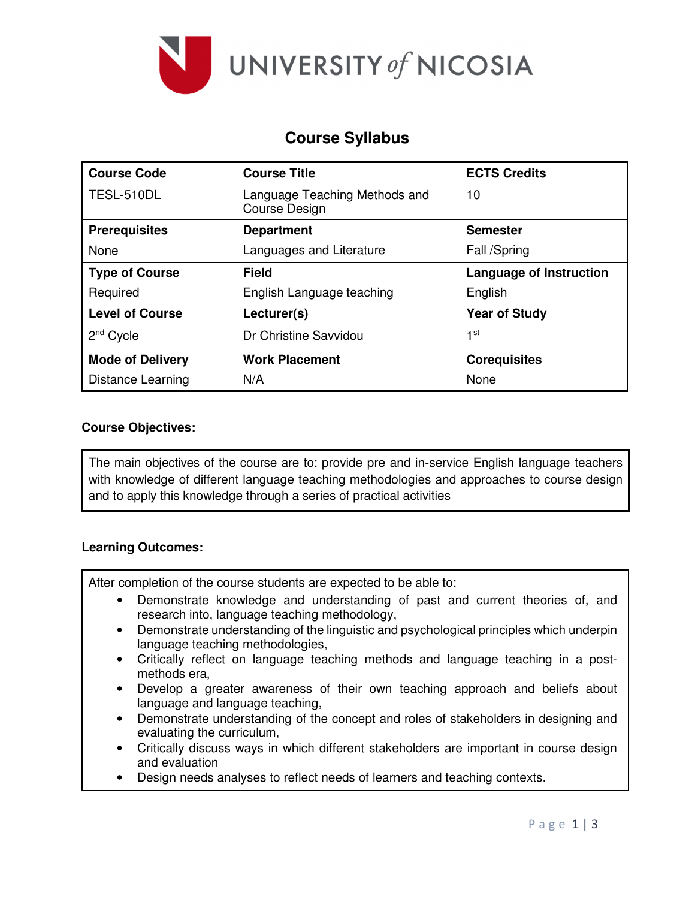UNIVERSITY *of* NICOSIA

# Course Syllabus

| Course Code | Course Title | ECTS Credits |
|---|---|---|
| TESL-510DL | Language Teaching Methods and Course Design | 10 |
| **Prerequisites** | **Department** | **Semester** |
| None | Languages and Literature | Fall /Spring |
| **Type of Course** | **Field** | **Language of Instruction** |
| Required | English Language teaching | English |
| **Level of Course** | **Lecturer(s)** | **Year of Study** |
| 2nd Cycle | Dr Christine Savvidou | 1st |
| **Mode of Delivery** | **Work Placement** | **Corequisites** |
| Distance Learning | N/A | None |

**Course Objectives:**

The main objectives of the course are to: provide pre and in-service English language teachers with knowledge of different language teaching methodologies and approaches to course design and to apply this knowledge through a series of practical activities

**Learning Outcomes:**

After completion of the course students are expected to be able to:

- Demonstrate knowledge and understanding of past and current theories of, and research into, language teaching methodology,
- Demonstrate understanding of the linguistic and psychological principles which underpin language teaching methodologies,
- Critically reflect on language teaching methods and language teaching in a post-methods era,
- Develop a greater awareness of their own teaching approach and beliefs about language and language teaching,
- Demonstrate understanding of the concept and roles of stakeholders in designing and evaluating the curriculum,
- Critically discuss ways in which different stakeholders are important in course design and evaluation
- Design needs analyses to reflect needs of learners and teaching contexts.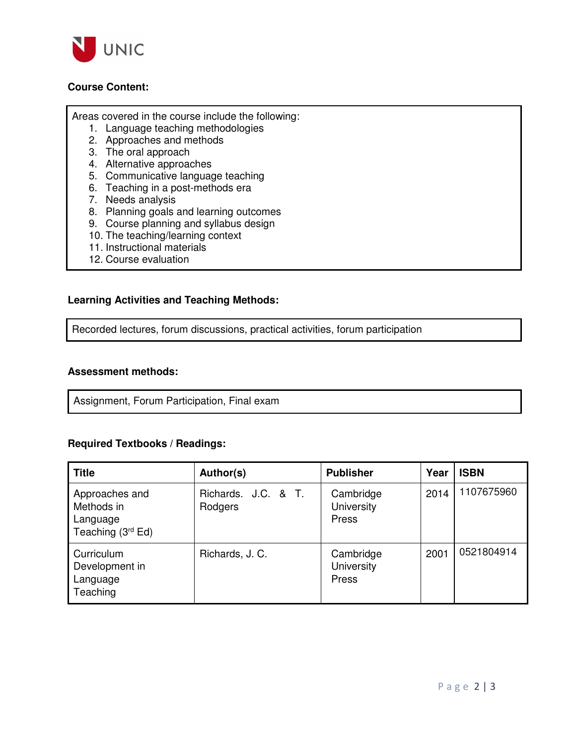**Course Content:**

Areas covered in the course include the following:

1. Language teaching methodologies
2. Approaches and methods
3. The oral approach
4. Alternative approaches
5. Communicative language teaching
6. Teaching in a post-methods era
7. Needs analysis
8. Planning goals and learning outcomes
9. Course planning and syllabus design
10. The teaching/learning context
11. Instructional materials
12. Course evaluation

**Learning Activities and Teaching Methods:**

Recorded lectures, forum discussions, practical activities, forum participation

**Assessment methods:**

Assignment, Forum Participation, Final exam

**Required Textbooks / Readings:**

| Title | Author(s) | Publisher | Year | ISBN |
|---|---|---|---|---|
| Approaches and Methods in Language Teaching (3rd Ed) | Richards. J.C. & T. Rodgers | Cambridge University Press | 2014 | 1107675960 |
| Curriculum Development in Language Teaching | Richards, J. C. | Cambridge University Press | 2001 | 0521804914 |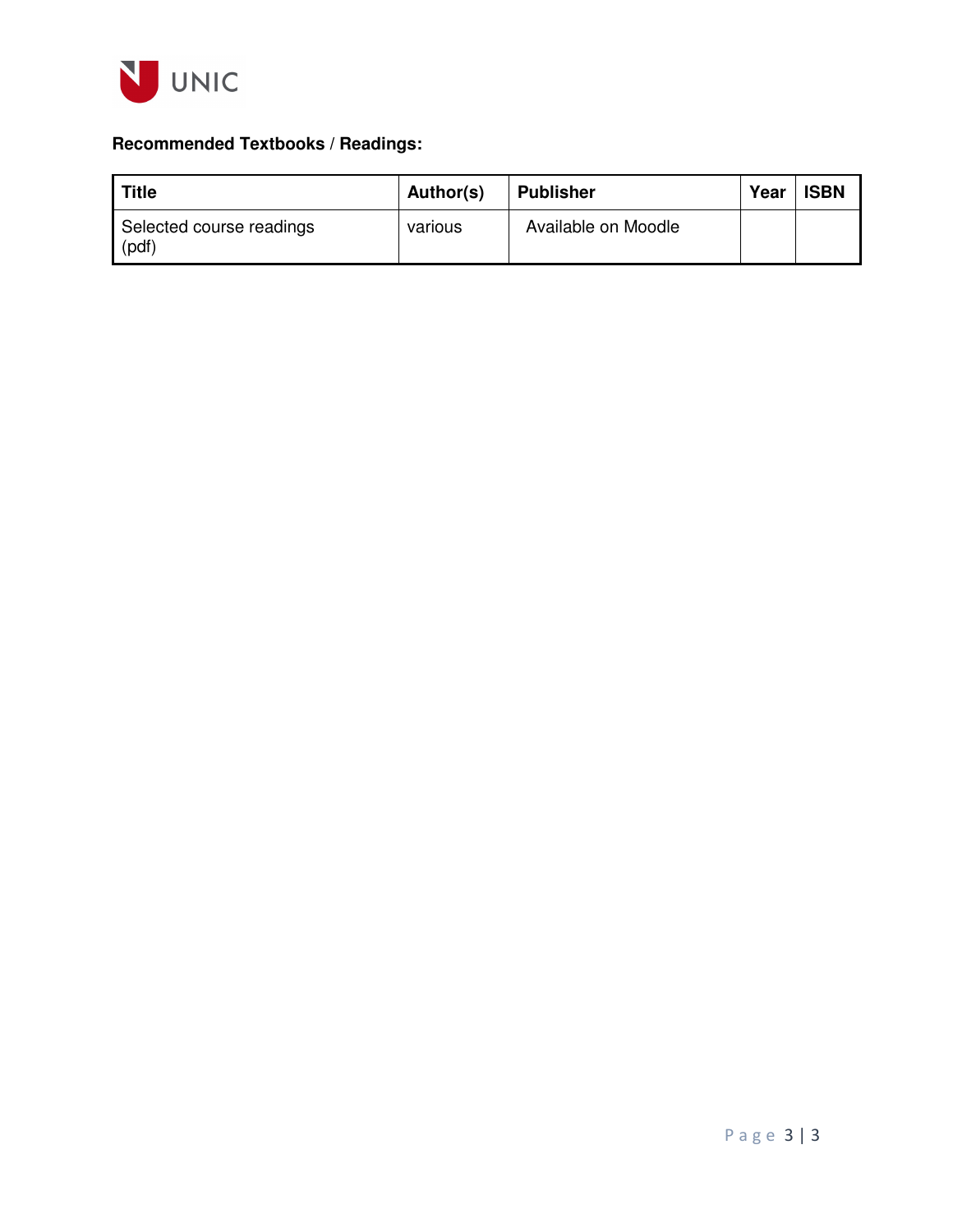**Recommended Textbooks / Readings:**

| Title | Author(s) | Publisher | Year | ISBN |
|---|---|---|---|---|
| Selected course readings (pdf) | various | Available on Moodle | | |